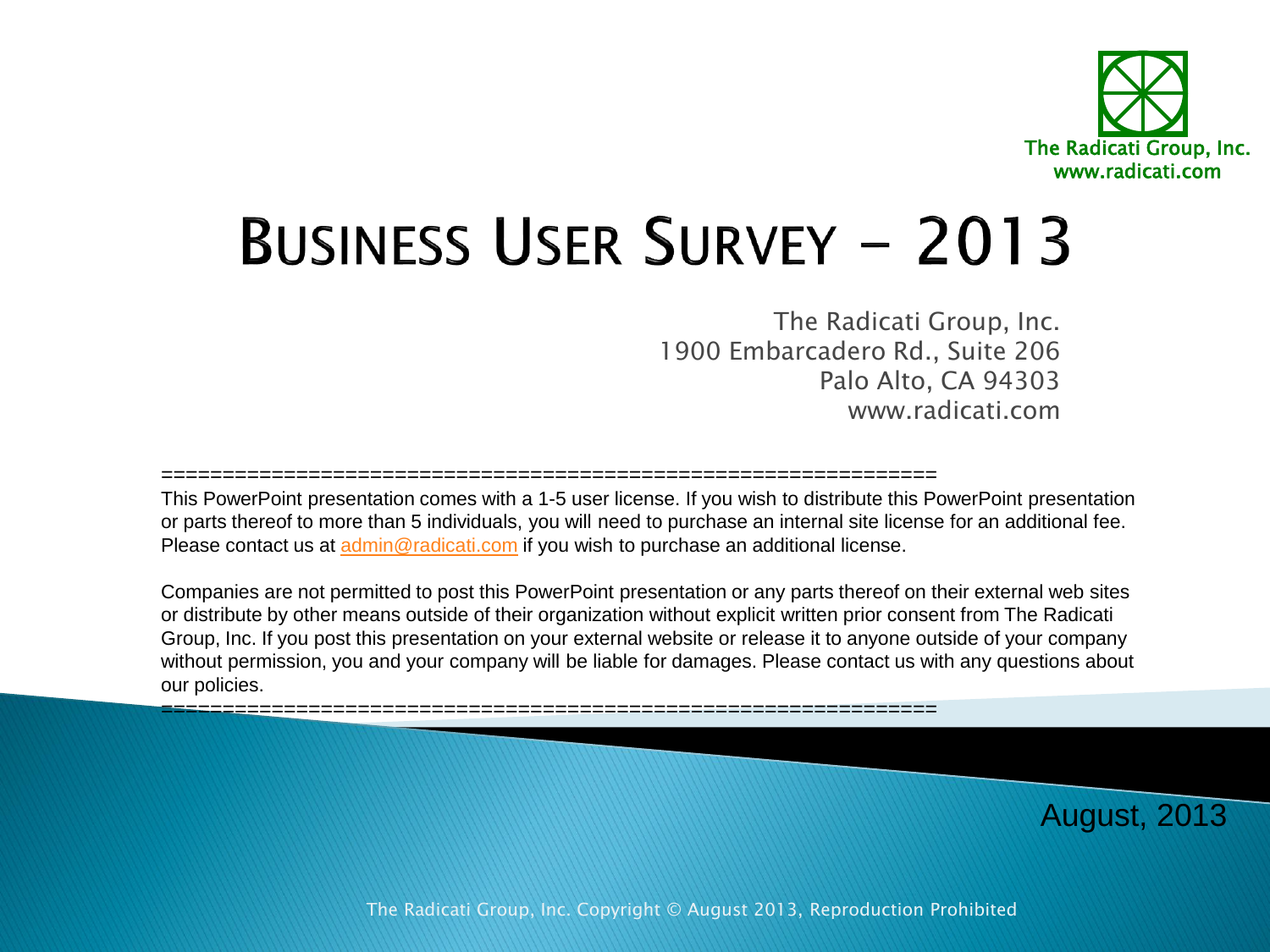The Radicati Group, Inc.
www.radicati.com

# Business User Survey – 2013

The Radicati Group, Inc.
1900 Embarcadero Rd., Suite 206
Palo Alto, CA 94303
www.radicati.com

==========================================================

This PowerPoint presentation comes with a 1-5 user license. If you wish to distribute this PowerPoint presentation or parts thereof to more than 5 individuals, you will need to purchase an internal site license for an additional fee. Please contact us at admin@radicati.com if you wish to purchase an additional license.

Companies are not permitted to post this PowerPoint presentation or any parts thereof on their external web sites or distribute by other means outside of their organization without explicit written prior consent from The Radicati Group, Inc. If you post this presentation on your external website or release it to anyone outside of your company without permission, you and your company will be liable for damages. Please contact us with any questions about our policies.

==========================================================

August, 2013

The Radicati Group, Inc. Copyright © August 2013, Reproduction Prohibited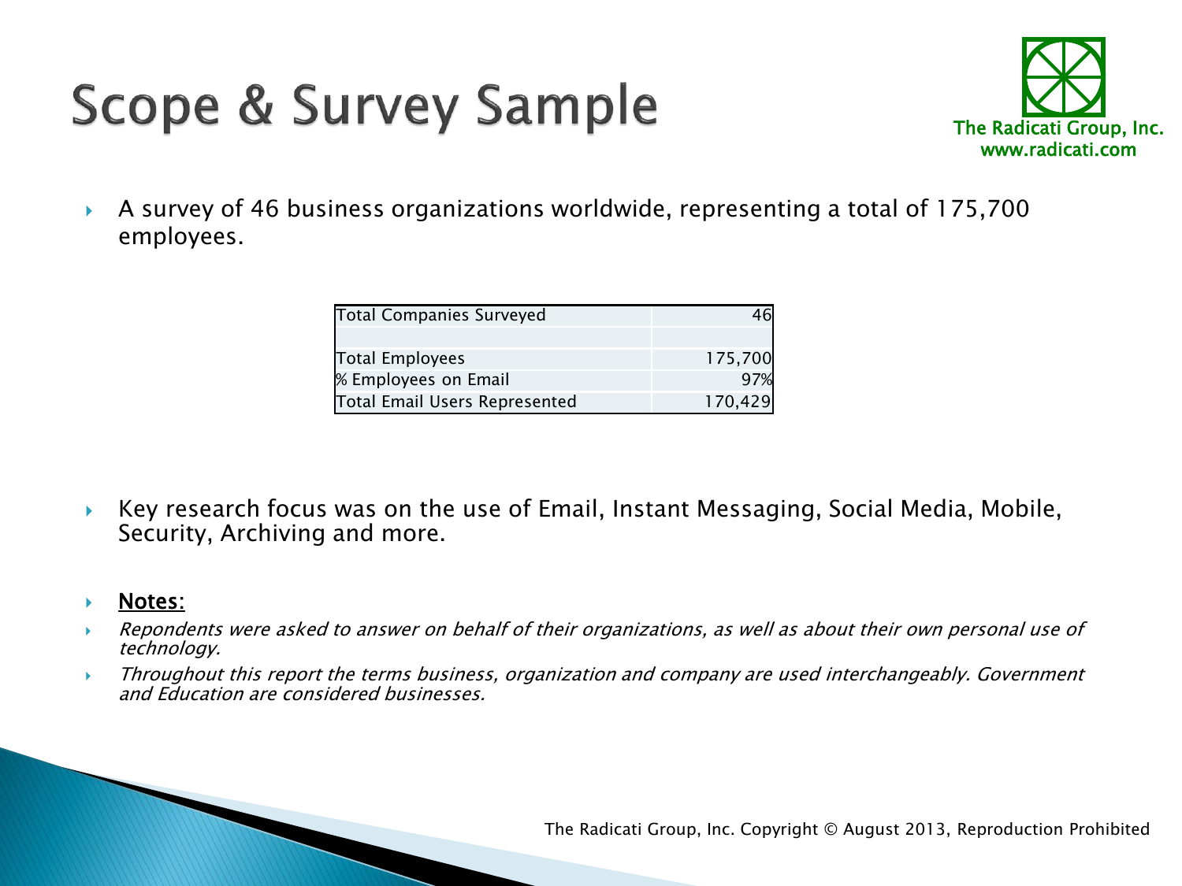# Scope & Survey Sample

- A survey of 46 business organizations worldwide, representing a total of 175,700 employees.

| Total Companies Surveyed | 46 |
|---|---|
| | |
| Total Employees | 175,700 |
| % Employees on Email | 97% |
| Total Email Users Represented | 170,429 |

- Key research focus was on the use of Email, Instant Messaging, Social Media, Mobile, Security, Archiving and more.

- **Notes**:
- *Repondents were asked to answer on behalf of their organizations, as well as about their own personal use of technology.*
- *Throughout this report the terms business, organization and company are used interchangeably. Government and Education are considered businesses.*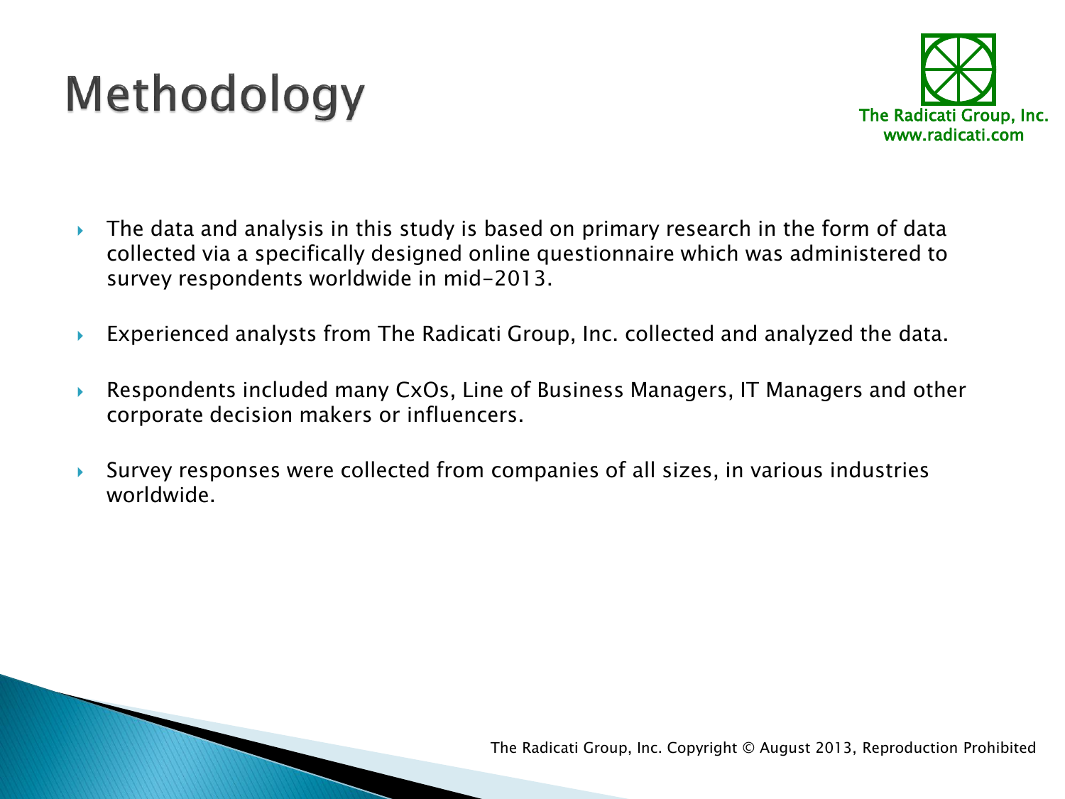# Methodology

- The data and analysis in this study is based on primary research in the form of data collected via a specifically designed online questionnaire which was administered to survey respondents worldwide in mid-2013.
- Experienced analysts from The Radicati Group, Inc. collected and analyzed the data.
- Respondents included many CxOs, Line of Business Managers, IT Managers and other corporate decision makers or influencers.
- Survey responses were collected from companies of all sizes, in various industries worldwide.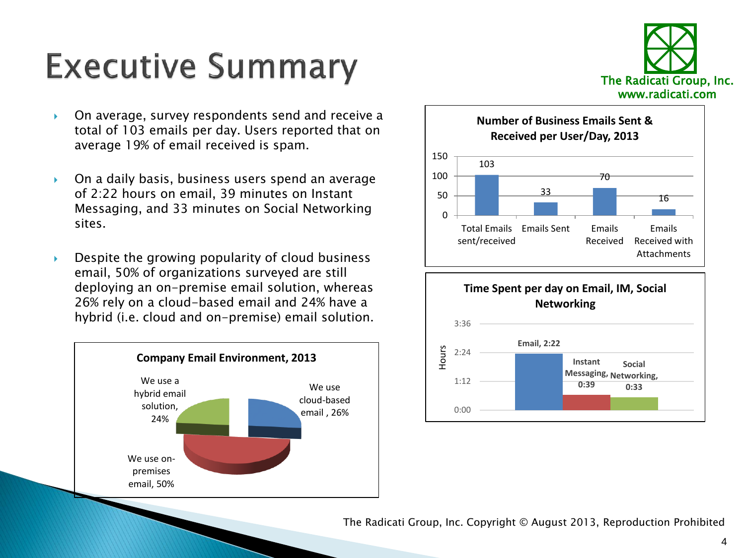# Executive Summary

The Radicati Group, Inc.
www.radicati.com

- On average, survey respondents send and receive a total of 103 emails per day. Users reported that on average 19% of email received is spam.
- On a daily basis, business users spend an average of 2:22 hours on email, 39 minutes on Instant Messaging, and 33 minutes on Social Networking sites.
- Despite the growing popularity of cloud business email, 50% of organizations surveyed are still deploying an on-premise email solution, whereas 26% rely on a cloud-based email and 24% have a hybrid (i.e. cloud and on-premise) email solution.

**Company Email Environment, 2013**

| Environment | Share |
| --- | --- |
| We use cloud-based email | 26% |
| We use on-premises email | 50% |
| We use a hybrid email solution | 24% |

**Number of Business Emails Sent & Received per User/Day, 2013**

| Category | Number |
| --- | --- |
| Total Emails sent/received | 103 |
| Emails Sent | 33 |
| Emails Received | 70 |
| Emails Received with Attachments | 16 |

**Time Spent per day on Email, IM, Social Networking**

| Activity | Hours |
| --- | --- |
| Email | 2:22 |
| Instant Messaging | 0:39 |
| Social Networking | 0:33 |

The Radicati Group, Inc. Copyright © August 2013, Reproduction Prohibited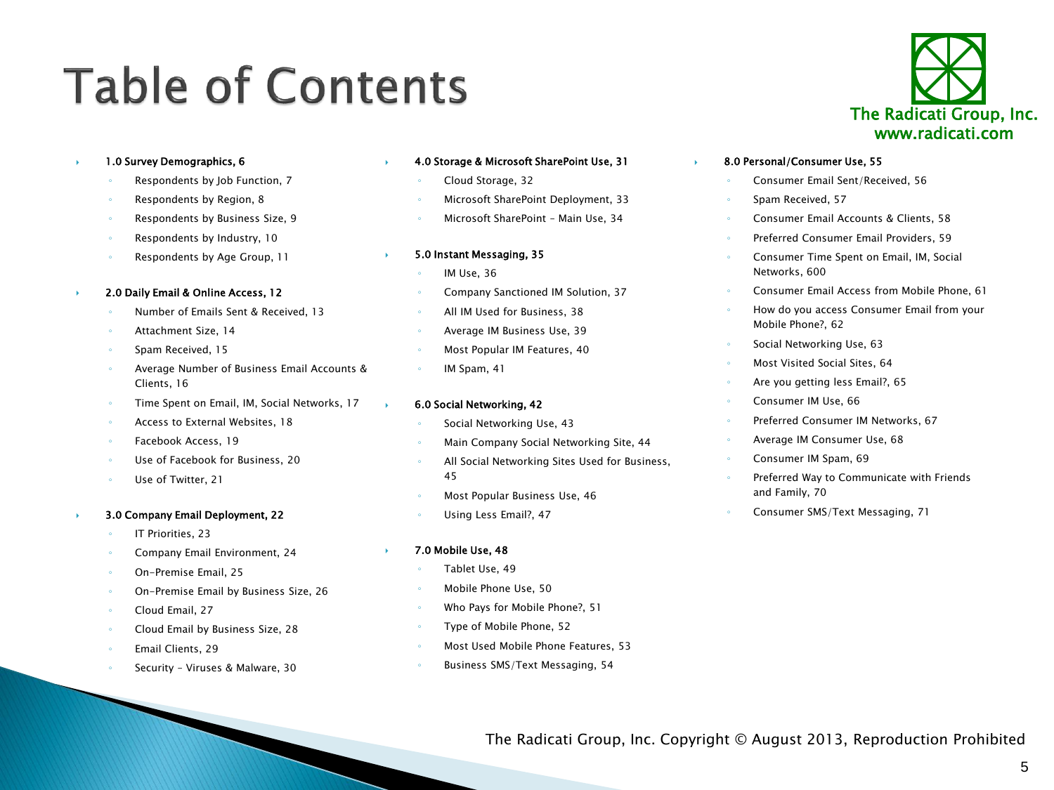# Table of Contents

The Radicati Group, Inc.
www.radicati.com

- **1.0 Survey Demographics, 6**
  - Respondents by Job Function, 7
  - Respondents by Region, 8
  - Respondents by Business Size, 9
  - Respondents by Industry, 10
  - Respondents by Age Group, 11

- **2.0 Daily Email & Online Access, 12**
  - Number of Emails Sent & Received, 13
  - Attachment Size, 14
  - Spam Received, 15
  - Average Number of Business Email Accounts & Clients, 16
  - Time Spent on Email, IM, Social Networks, 17
  - Access to External Websites, 18
  - Facebook Access, 19
  - Use of Facebook for Business, 20
  - Use of Twitter, 21

- **3.0 Company Email Deployment, 22**
  - IT Priorities, 23
  - Company Email Environment, 24
  - On-Premise Email, 25
  - On-Premise Email by Business Size, 26
  - Cloud Email, 27
  - Cloud Email by Business Size, 28
  - Email Clients, 29
  - Security – Viruses & Malware, 30

- **4.0 Storage & Microsoft SharePoint Use, 31**
  - Cloud Storage, 32
  - Microsoft SharePoint Deployment, 33
  - Microsoft SharePoint – Main Use, 34

- **5.0 Instant Messaging, 35**
  - IM Use, 36
  - Company Sanctioned IM Solution, 37
  - All IM Used for Business, 38
  - Average IM Business Use, 39
  - Most Popular IM Features, 40
  - IM Spam, 41

- **6.0 Social Networking, 42**
  - Social Networking Use, 43
  - Main Company Social Networking Site, 44
  - All Social Networking Sites Used for Business, 45
  - Most Popular Business Use, 46
  - Using Less Email?, 47

- **7.0 Mobile Use, 48**
  - Tablet Use, 49
  - Mobile Phone Use, 50
  - Who Pays for Mobile Phone?, 51
  - Type of Mobile Phone, 52
  - Most Used Mobile Phone Features, 53
  - Business SMS/Text Messaging, 54

- **8.0 Personal/Consumer Use, 55**
  - Consumer Email Sent/Received, 56
  - Spam Received, 57
  - Consumer Email Accounts & Clients, 58
  - Preferred Consumer Email Providers, 59
  - Consumer Time Spent on Email, IM, Social Networks, 600
  - Consumer Email Access from Mobile Phone, 61
  - How do you access Consumer Email from your Mobile Phone?, 62
  - Social Networking Use, 63
  - Most Visited Social Sites, 64
  - Are you getting less Email?, 65
  - Consumer IM Use, 66
  - Preferred Consumer IM Networks, 67
  - Average IM Consumer Use, 68
  - Consumer IM Spam, 69
  - Preferred Way to Communicate with Friends and Family, 70
  - Consumer SMS/Text Messaging, 71

The Radicati Group, Inc. Copyright © August 2013, Reproduction Prohibited